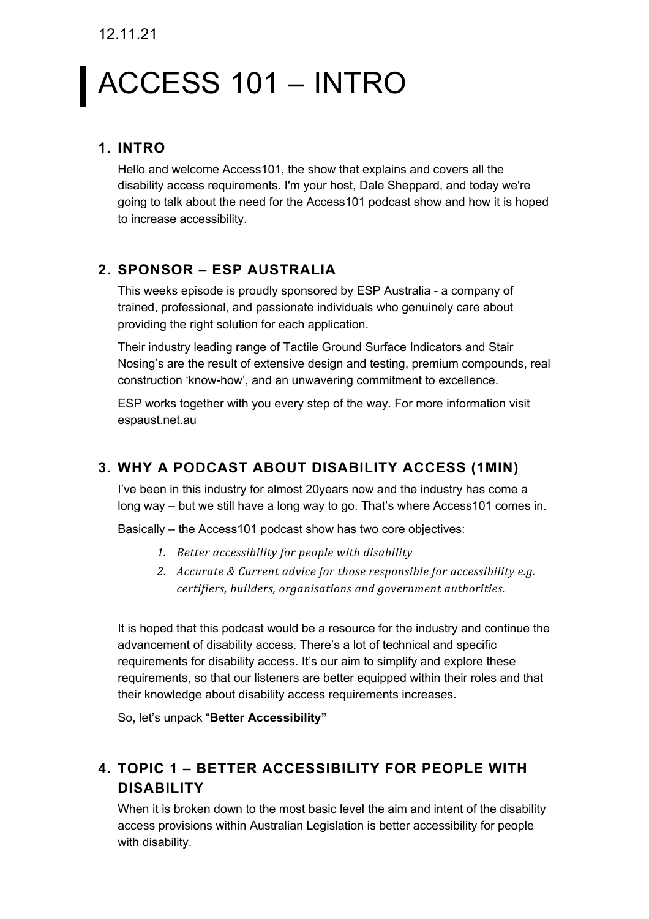12.11.21

# ACCESS 101 – INTRO

## 1. INTRO

Hello and welcome Access101, the show that explains and covers all the disability access requirements. I'm your host, Dale Sheppard, and today we're going to talk about the need for the Access101 podcast show and how it is hoped to increase accessibility.

## 2. SPONSOR – ESP AUSTRALIA

This weeks episode is proudly sponsored by ESP Australia - a company of trained, professional, and passionate individuals who genuinely care about providing the right solution for each application.

Their industry leading range of Tactile Ground Surface Indicators and Stair Nosing's are the result of extensive design and testing, premium compounds, real construction 'know-how', and an unwavering commitment to excellence.

ESP works together with you every step of the way. For more information visit espaust.net.au

## 3. WHY A PODCAST ABOUT DISABILITY ACCESS (1MIN)

I've been in this industry for almost 20years now and the industry has come a long way – but we still have a long way to go. That's where Access101 comes in.

Basically – the Access101 podcast show has two core objectives:

1. *Better accessibility for people with disability*
2. *Accurate & Current advice for those responsible for accessibility e.g. certifiers, builders, organisations and government authorities.*

It is hoped that this podcast would be a resource for the industry and continue the advancement of disability access. There's a lot of technical and specific requirements for disability access. It's our aim to simplify and explore these requirements, so that our listeners are better equipped within their roles and that their knowledge about disability access requirements increases.

So, let's unpack "**Better Accessibility"**

## 4. TOPIC 1 – BETTER ACCESSIBILITY FOR PEOPLE WITH DISABILITY

When it is broken down to the most basic level the aim and intent of the disability access provisions within Australian Legislation is better accessibility for people with disability.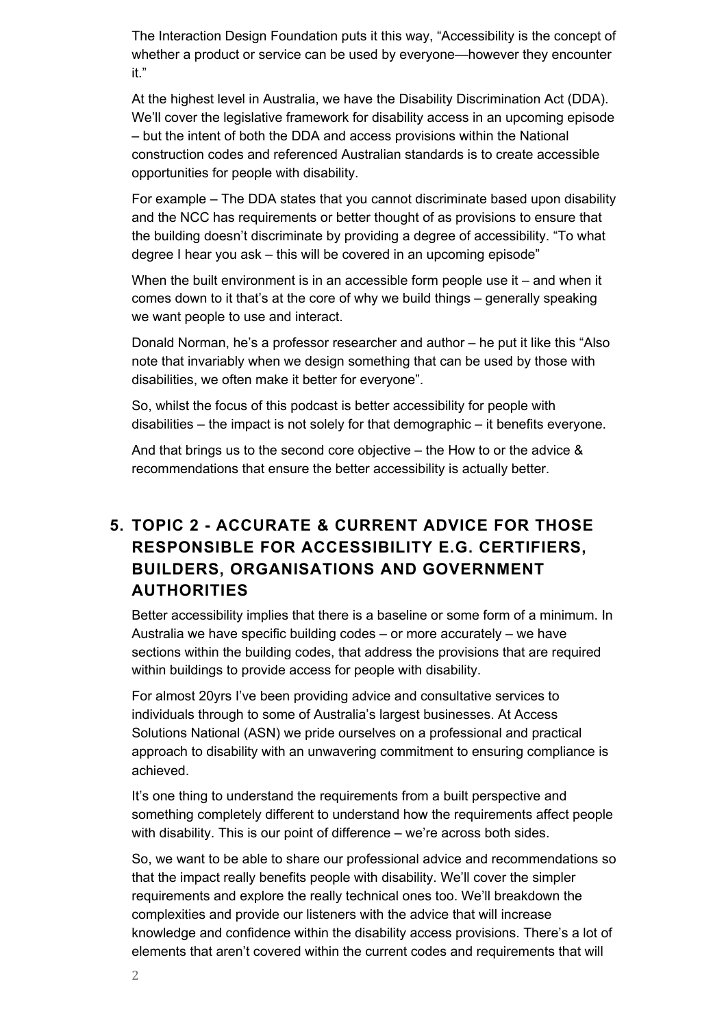The Interaction Design Foundation puts it this way, "Accessibility is the concept of whether a product or service can be used by everyone—however they encounter it."

At the highest level in Australia, we have the Disability Discrimination Act (DDA). We'll cover the legislative framework for disability access in an upcoming episode – but the intent of both the DDA and access provisions within the National construction codes and referenced Australian standards is to create accessible opportunities for people with disability.

For example – The DDA states that you cannot discriminate based upon disability and the NCC has requirements or better thought of as provisions to ensure that the building doesn't discriminate by providing a degree of accessibility. "To what degree I hear you ask – this will be covered in an upcoming episode"

When the built environment is in an accessible form people use it – and when it comes down to it that's at the core of why we build things – generally speaking we want people to use and interact.

Donald Norman, he's a professor researcher and author – he put it like this "Also note that invariably when we design something that can be used by those with disabilities, we often make it better for everyone".

So, whilst the focus of this podcast is better accessibility for people with disabilities – the impact is not solely for that demographic – it benefits everyone.

And that brings us to the second core objective – the How to or the advice & recommendations that ensure the better accessibility is actually better.

## 5. TOPIC 2 - ACCURATE & CURRENT ADVICE FOR THOSE RESPONSIBLE FOR ACCESSIBILITY E.G. CERTIFIERS, BUILDERS, ORGANISATIONS AND GOVERNMENT AUTHORITIES

Better accessibility implies that there is a baseline or some form of a minimum. In Australia we have specific building codes – or more accurately – we have sections within the building codes, that address the provisions that are required within buildings to provide access for people with disability.

For almost 20yrs I've been providing advice and consultative services to individuals through to some of Australia's largest businesses. At Access Solutions National (ASN) we pride ourselves on a professional and practical approach to disability with an unwavering commitment to ensuring compliance is achieved.

It's one thing to understand the requirements from a built perspective and something completely different to understand how the requirements affect people with disability. This is our point of difference – we're across both sides.

So, we want to be able to share our professional advice and recommendations so that the impact really benefits people with disability. We'll cover the simpler requirements and explore the really technical ones too. We'll breakdown the complexities and provide our listeners with the advice that will increase knowledge and confidence within the disability access provisions. There's a lot of elements that aren't covered within the current codes and requirements that will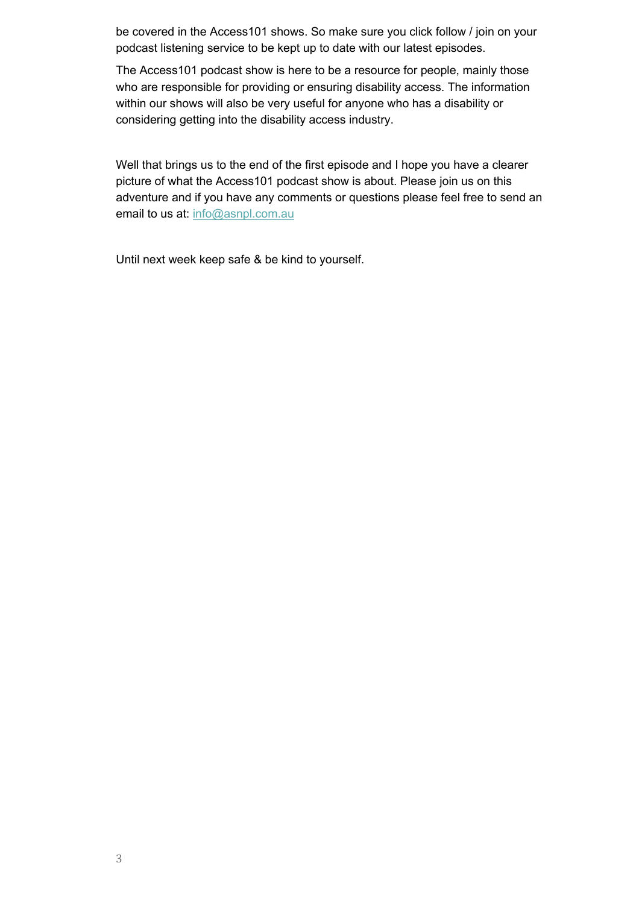be covered in the Access101 shows. So make sure you click follow / join on your podcast listening service to be kept up to date with our latest episodes.

The Access101 podcast show is here to be a resource for people, mainly those who are responsible for providing or ensuring disability access. The information within our shows will also be very useful for anyone who has a disability or considering getting into the disability access industry.

Well that brings us to the end of the first episode and I hope you have a clearer picture of what the Access101 podcast show is about. Please join us on this adventure and if you have any comments or questions please feel free to send an email to us at: info@asnpl.com.au

Until next week keep safe & be kind to yourself.